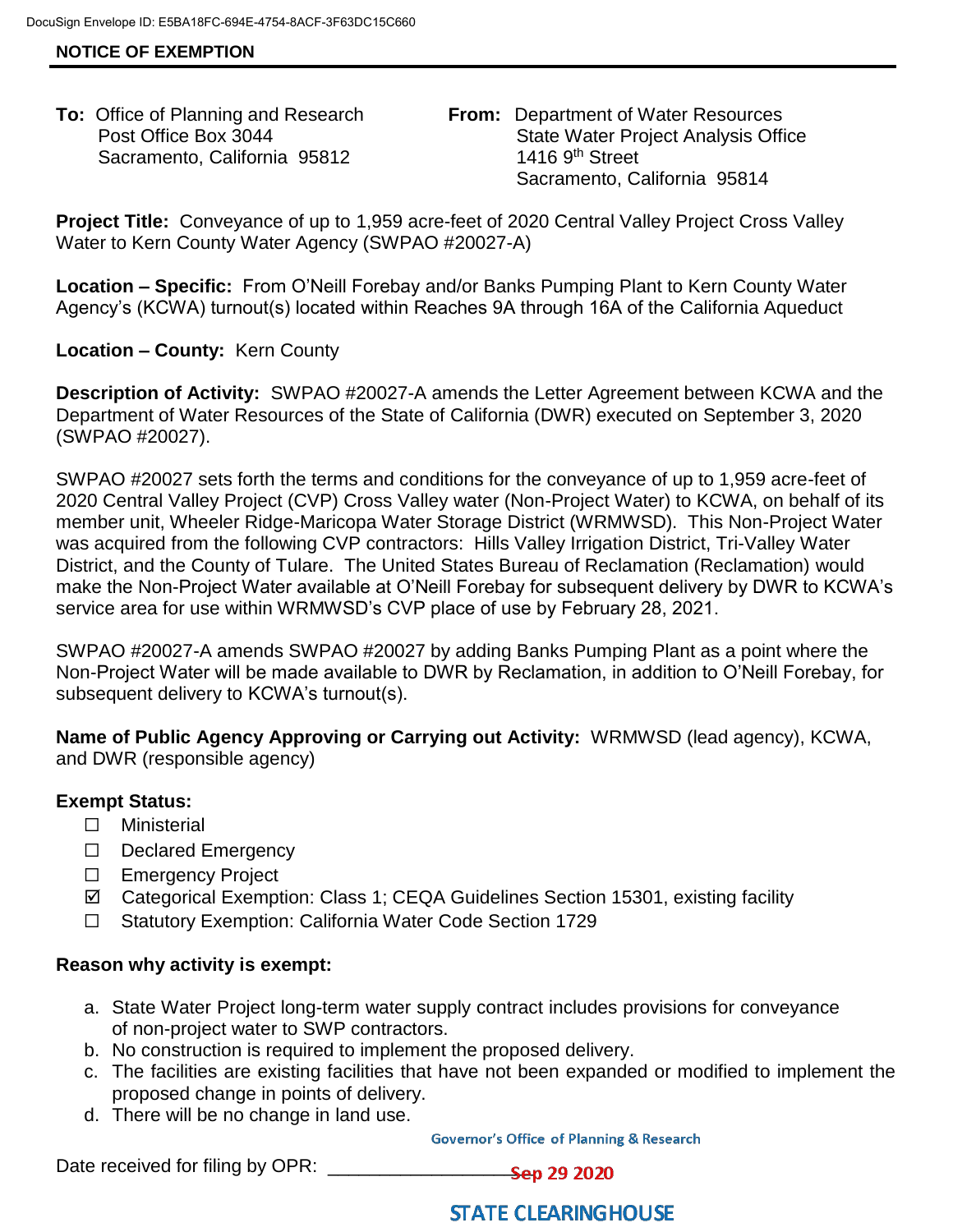DocuSign Envelope ID: E5BA18FC-694E-4754-8ACF-3F63DC15C660

## NOTICE OF EXEMPTION

**To:** Office of Planning and Research
Post Office Box 3044
Sacramento, California 95812

**From:** Department of Water Resources
State Water Project Analysis Office
1416 9th Street
Sacramento, California 95814

**Project Title:** Conveyance of up to 1,959 acre-feet of 2020 Central Valley Project Cross Valley Water to Kern County Water Agency (SWPAO #20027-A)

**Location – Specific:** From O'Neill Forebay and/or Banks Pumping Plant to Kern County Water Agency's (KCWA) turnout(s) located within Reaches 9A through 16A of the California Aqueduct

**Location – County:** Kern County

**Description of Activity:** SWPAO #20027-A amends the Letter Agreement between KCWA and the Department of Water Resources of the State of California (DWR) executed on September 3, 2020 (SWPAO #20027).

SWPAO #20027 sets forth the terms and conditions for the conveyance of up to 1,959 acre-feet of 2020 Central Valley Project (CVP) Cross Valley water (Non-Project Water) to KCWA, on behalf of its member unit, Wheeler Ridge-Maricopa Water Storage District (WRMWSD). This Non-Project Water was acquired from the following CVP contractors: Hills Valley Irrigation District, Tri-Valley Water District, and the County of Tulare. The United States Bureau of Reclamation (Reclamation) would make the Non-Project Water available at O'Neill Forebay for subsequent delivery by DWR to KCWA's service area for use within WRMWSD's CVP place of use by February 28, 2021.

SWPAO #20027-A amends SWPAO #20027 by adding Banks Pumping Plant as a point where the Non-Project Water will be made available to DWR by Reclamation, in addition to O'Neill Forebay, for subsequent delivery to KCWA's turnout(s).

**Name of Public Agency Approving or Carrying out Activity:** WRMWSD (lead agency), KCWA, and DWR (responsible agency)

**Exempt Status:**

- ☐ Ministerial
- ☐ Declared Emergency
- ☐ Emergency Project
- ☑ Categorical Exemption: Class 1; CEQA Guidelines Section 15301, existing facility
- ☐ Statutory Exemption: California Water Code Section 1729

**Reason why activity is exempt:**

a. State Water Project long-term water supply contract includes provisions for conveyance of non-project water to SWP contractors.
b. No construction is required to implement the proposed delivery.
c. The facilities are existing facilities that have not been expanded or modified to implement the proposed change in points of delivery.
d. There will be no change in land use.

Governor's Office of Planning & Research

Date received for filing by OPR: __________________ Sep 29 2020

STATE CLEARINGHOUSE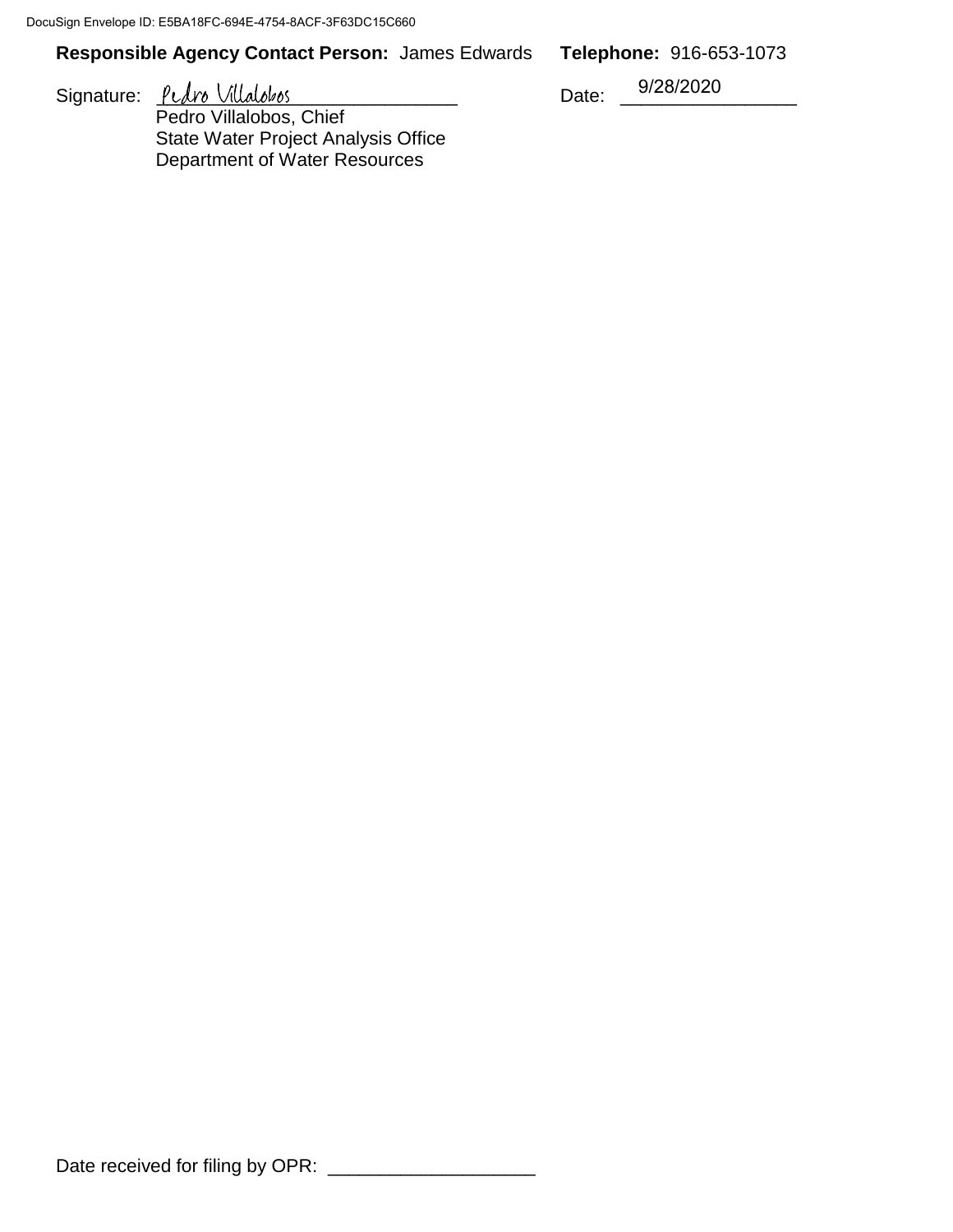**Responsible Agency Contact Person:** James Edwards **Telephone:** 916-653-1073

Signature: Pedro Villalobos Date: 9/28/2020

Pedro Villalobos, Chief
State Water Project Analysis Office
Department of Water Resources

Date received for filing by OPR: ____________________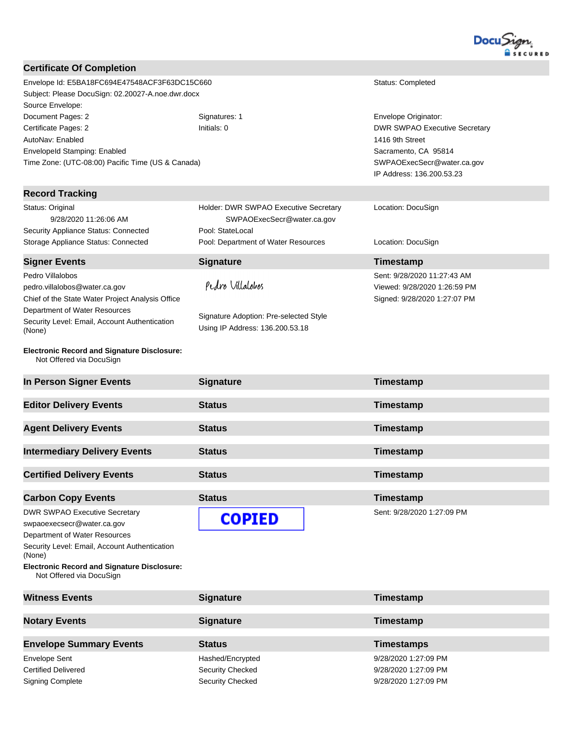DocuSign SECURED

## Certificate Of Completion

| | | |
|---|---|---|
| Envelope Id: E5BA18FC694E47548ACF3F63DC15C660 | | Status: Completed |
| Subject: Please DocuSign: 02.20027-A.noe.dwr.docx | | |
| Source Envelope: | | |
| Document Pages: 2 | Signatures: 1 | Envelope Originator: |
| Certificate Pages: 2 | Initials: 0 | DWR SWPAO Executive Secretary |
| AutoNav: Enabled | | 1416 9th Street |
| EnvelopeId Stamping: Enabled | | Sacramento, CA 95814 |
| Time Zone: (UTC-08:00) Pacific Time (US & Canada) | | SWPAOExecSecr@water.ca.gov |
| | | IP Address: 136.200.53.23 |

## Record Tracking

| | | |
|---|---|---|
| Status: Original<br>9/28/2020 11:26:06 AM | Holder: DWR SWPAO Executive Secretary<br>SWPAOExecSecr@water.ca.gov | Location: DocuSign |
| Security Appliance Status: Connected | Pool: StateLocal | |
| Storage Appliance Status: Connected | Pool: Department of Water Resources | Location: DocuSign |

| Signer Events | Signature | Timestamp |
|---|---|---|
| Pedro Villalobos<br>pedro.villalobos@water.ca.gov<br>Chief of the State Water Project Analysis Office<br>Department of Water Resources<br>Security Level: Email, Account Authentication (None) | Pedro Villalobos<br><br>Signature Adoption: Pre-selected Style<br>Using IP Address: 136.200.53.18 | Sent: 9/28/2020 11:27:43 AM<br>Viewed: 9/28/2020 1:26:59 PM<br>Signed: 9/28/2020 1:27:07 PM |

**Electronic Record and Signature Disclosure:**
Not Offered via DocuSign

| In Person Signer Events | Signature | Timestamp |
|---|---|---|

| Editor Delivery Events | Status | Timestamp |
|---|---|---|

| Agent Delivery Events | Status | Timestamp |
|---|---|---|

| Intermediary Delivery Events | Status | Timestamp |
|---|---|---|

| Certified Delivery Events | Status | Timestamp |
|---|---|---|

| Carbon Copy Events | Status | Timestamp |
|---|---|---|
| DWR SWPAO Executive Secretary<br>swpaoexecsecr@water.ca.gov<br>Department of Water Resources<br>Security Level: Email, Account Authentication (None) | COPIED | Sent: 9/28/2020 1:27:09 PM |

**Electronic Record and Signature Disclosure:**
Not Offered via DocuSign

| Witness Events | Signature | Timestamp |
|---|---|---|

| Notary Events | Signature | Timestamp |
|---|---|---|

| Envelope Summary Events | Status | Timestamps |
|---|---|---|
| Envelope Sent | Hashed/Encrypted | 9/28/2020 1:27:09 PM |
| Certified Delivered | Security Checked | 9/28/2020 1:27:09 PM |
| Signing Complete | Security Checked | 9/28/2020 1:27:09 PM |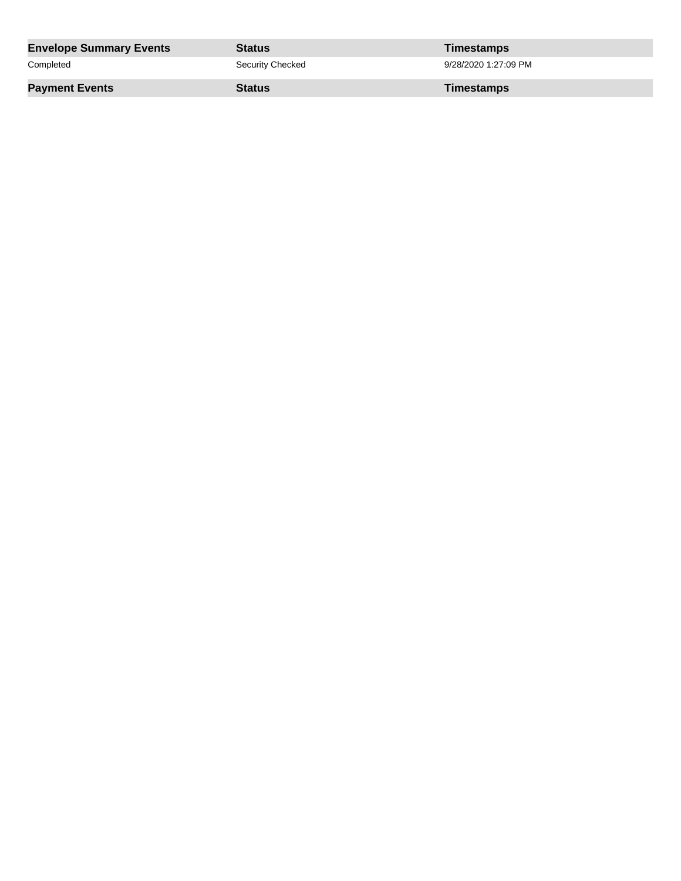| Envelope Summary Events | Status | Timestamps |
| --- | --- | --- |
| Completed | Security Checked | 9/28/2020 1:27:09 PM |

| Payment Events | Status | Timestamps |
| --- | --- | --- |